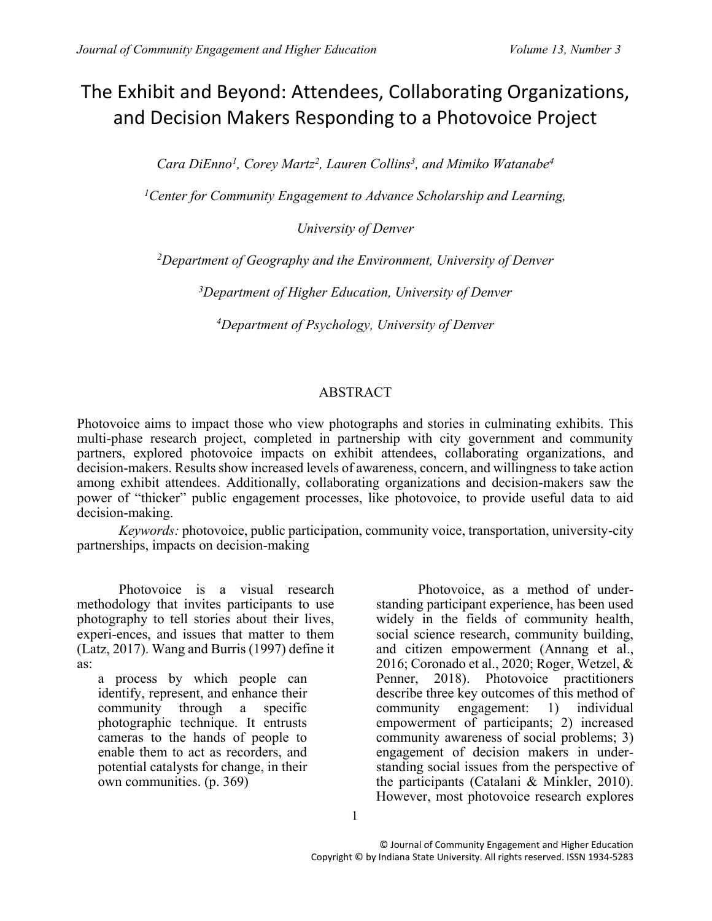# The Exhibit and Beyond: Attendees, Collaborating Organizations, and Decision Makers Responding to a Photovoice Project

*Cara DiEnno[1], Corey Martz[2], Lauren Collins[3], and Mimiko Watanabe[4]*

*[1]Center for Community Engagement to Advance Scholarship and Learning, University of Denver*

*[2]Department of Geography and the Environment, University of Denver*

*[3]Department of Higher Education, University of Denver*

*[4]Department of Psychology, University of Denver*

## ABSTRACT

Photovoice aims to impact those who view photographs and stories in culminating exhibits. This multi-phase research project, completed in partnership with city government and community partners, explored photovoice impacts on exhibit attendees, collaborating organizations, and decision-makers. Results show increased levels of awareness, concern, and willingness to take action among exhibit attendees. Additionally, collaborating organizations and decision-makers saw the power of "thicker" public engagement processes, like photovoice, to provide useful data to aid decision-making.

*Keywords:* photovoice, public participation, community voice, transportation, university-city partnerships, impacts on decision-making

Photovoice is a visual research methodology that invites participants to use photography to tell stories about their lives, experi-ences, and issues that matter to them (Latz, 2017). Wang and Burris (1997) define it as:

> a process by which people can identify, represent, and enhance their community through a specific photographic technique. It entrusts cameras to the hands of people to enable them to act as recorders, and potential catalysts for change, in their own communities. (p. 369)

Photovoice, as a method of under-standing participant experience, has been used widely in the fields of community health, social science research, community building, and citizen empowerment (Annang et al., 2016; Coronado et al., 2020; Roger, Wetzel, & Penner, 2018). Photovoice practitioners describe three key outcomes of this method of community engagement: 1) individual empowerment of participants; 2) increased community awareness of social problems; 3) engagement of decision makers in under-standing social issues from the perspective of the participants (Catalani & Minkler, 2010). However, most photovoice research explores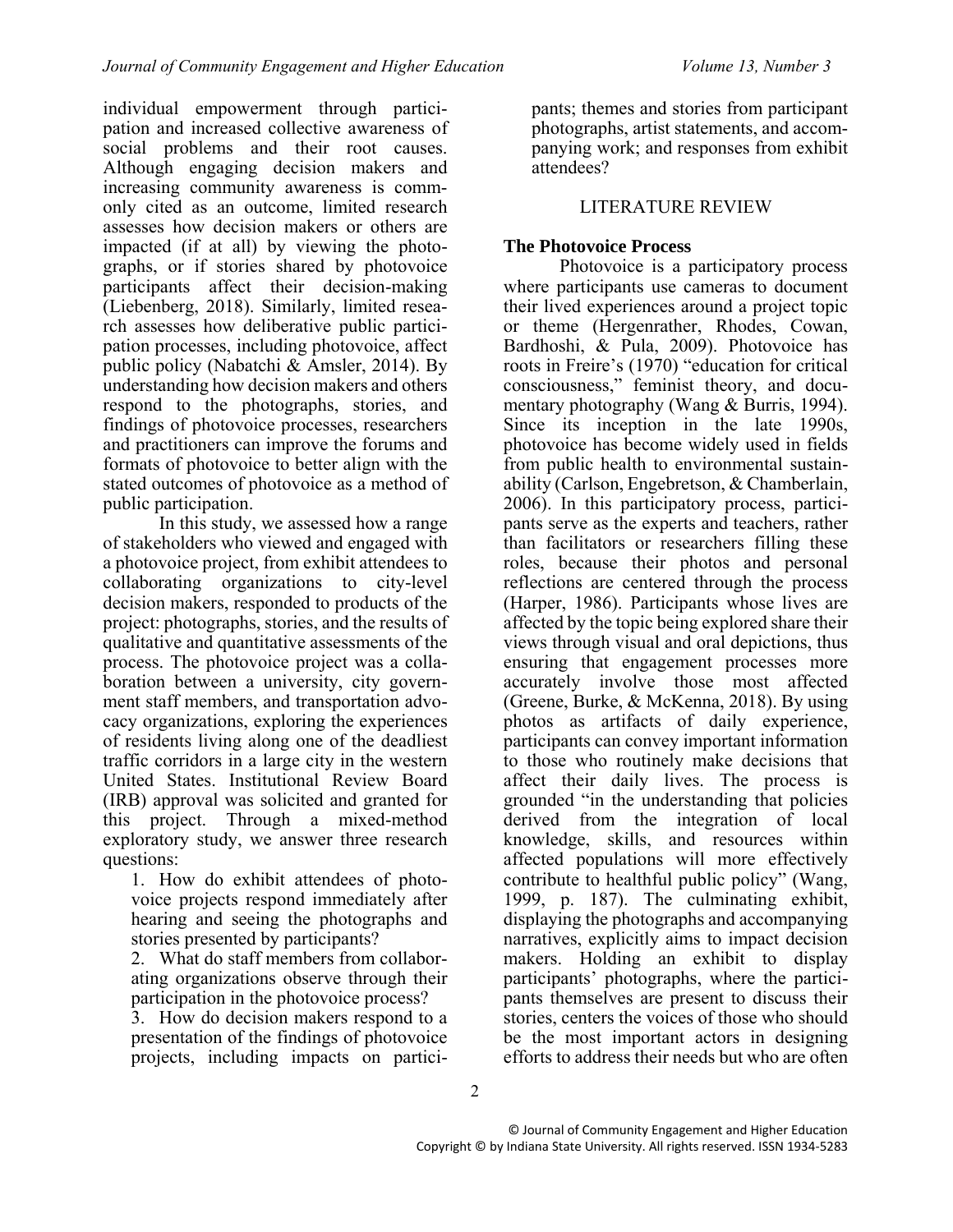individual empowerment through participation and increased collective awareness of social problems and their root causes. Although engaging decision makers and increasing community awareness is commonly cited as an outcome, limited research assesses how decision makers or others are impacted (if at all) by viewing the photographs, or if stories shared by photovoice participants affect their decision-making (Liebenberg, 2018). Similarly, limited research assesses how deliberative public participation processes, including photovoice, affect public policy (Nabatchi & Amsler, 2014). By understanding how decision makers and others respond to the photographs, stories, and findings of photovoice processes, researchers and practitioners can improve the forums and formats of photovoice to better align with the stated outcomes of photovoice as a method of public participation.

In this study, we assessed how a range of stakeholders who viewed and engaged with a photovoice project, from exhibit attendees to collaborating organizations to city-level decision makers, responded to products of the project: photographs, stories, and the results of qualitative and quantitative assessments of the process. The photovoice project was a collaboration between a university, city government staff members, and transportation advocacy organizations, exploring the experiences of residents living along one of the deadliest traffic corridors in a large city in the western United States. Institutional Review Board (IRB) approval was solicited and granted for this project. Through a mixed-method exploratory study, we answer three research questions:

1. How do exhibit attendees of photovoice projects respond immediately after hearing and seeing the photographs and stories presented by participants?
2. What do staff members from collaborating organizations observe through their participation in the photovoice process?
3. How do decision makers respond to a presentation of the findings of photovoice projects, including impacts on participants; themes and stories from participant photographs, artist statements, and accompanying work; and responses from exhibit attendees?

## LITERATURE REVIEW

### The Photovoice Process

Photovoice is a participatory process where participants use cameras to document their lived experiences around a project topic or theme (Hergenrather, Rhodes, Cowan, Bardhoshi, & Pula, 2009). Photovoice has roots in Freire's (1970) "education for critical consciousness," feminist theory, and documentary photography (Wang & Burris, 1994). Since its inception in the late 1990s, photovoice has become widely used in fields from public health to environmental sustainability (Carlson, Engebretson, & Chamberlain, 2006). In this participatory process, participants serve as the experts and teachers, rather than facilitators or researchers filling these roles, because their photos and personal reflections are centered through the process (Harper, 1986). Participants whose lives are affected by the topic being explored share their views through visual and oral depictions, thus ensuring that engagement processes more accurately involve those most affected (Greene, Burke, & McKenna, 2018). By using photos as artifacts of daily experience, participants can convey important information to those who routinely make decisions that affect their daily lives. The process is grounded "in the understanding that policies derived from the integration of local knowledge, skills, and resources within affected populations will more effectively contribute to healthful public policy" (Wang, 1999, p. 187). The culminating exhibit, displaying the photographs and accompanying narratives, explicitly aims to impact decision makers. Holding an exhibit to display participants' photographs, where the participants themselves are present to discuss their stories, centers the voices of those who should be the most important actors in designing efforts to address their needs but who are often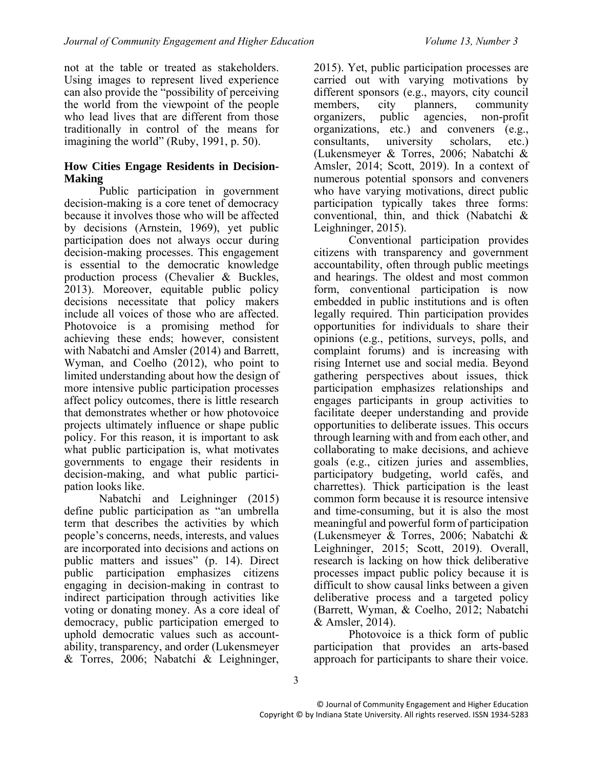not at the table or treated as stakeholders. Using images to represent lived experience can also provide the "possibility of perceiving the world from the viewpoint of the people who lead lives that are different from those traditionally in control of the means for imagining the world" (Ruby, 1991, p. 50).

## How Cities Engage Residents in Decision-Making

Public participation in government decision-making is a core tenet of democracy because it involves those who will be affected by decisions (Arnstein, 1969), yet public participation does not always occur during decision-making processes. This engagement is essential to the democratic knowledge production process (Chevalier & Buckles, 2013). Moreover, equitable public policy decisions necessitate that policy makers include all voices of those who are affected. Photovoice is a promising method for achieving these ends; however, consistent with Nabatchi and Amsler (2014) and Barrett, Wyman, and Coelho (2012), who point to limited understanding about how the design of more intensive public participation processes affect policy outcomes, there is little research that demonstrates whether or how photovoice projects ultimately influence or shape public policy. For this reason, it is important to ask what public participation is, what motivates governments to engage their residents in decision-making, and what public participation looks like.

Nabatchi and Leighninger (2015) define public participation as "an umbrella term that describes the activities by which people's concerns, needs, interests, and values are incorporated into decisions and actions on public matters and issues" (p. 14). Direct public participation emphasizes citizens engaging in decision-making in contrast to indirect participation through activities like voting or donating money. As a core ideal of democracy, public participation emerged to uphold democratic values such as accountability, transparency, and order (Lukensmeyer & Torres, 2006; Nabatchi & Leighninger, 2015). Yet, public participation processes are carried out with varying motivations by different sponsors (e.g., mayors, city council members, city planners, community organizers, public agencies, non-profit organizations, etc.) and conveners (e.g., consultants, university scholars, etc.) (Lukensmeyer & Torres, 2006; Nabatchi & Amsler, 2014; Scott, 2019). In a context of numerous potential sponsors and conveners who have varying motivations, direct public participation typically takes three forms: conventional, thin, and thick (Nabatchi & Leighninger, 2015).

Conventional participation provides citizens with transparency and government accountability, often through public meetings and hearings. The oldest and most common form, conventional participation is now embedded in public institutions and is often legally required. Thin participation provides opportunities for individuals to share their opinions (e.g., petitions, surveys, polls, and complaint forums) and is increasing with rising Internet use and social media. Beyond gathering perspectives about issues, thick participation emphasizes relationships and engages participants in group activities to facilitate deeper understanding and provide opportunities to deliberate issues. This occurs through learning with and from each other, and collaborating to make decisions, and achieve goals (e.g., citizen juries and assemblies, participatory budgeting, world cafés, and charrettes). Thick participation is the least common form because it is resource intensive and time-consuming, but it is also the most meaningful and powerful form of participation (Lukensmeyer & Torres, 2006; Nabatchi & Leighninger, 2015; Scott, 2019). Overall, research is lacking on how thick deliberative processes impact public policy because it is difficult to show causal links between a given deliberative process and a targeted policy (Barrett, Wyman, & Coelho, 2012; Nabatchi & Amsler, 2014).

Photovoice is a thick form of public participation that provides an arts-based approach for participants to share their voice.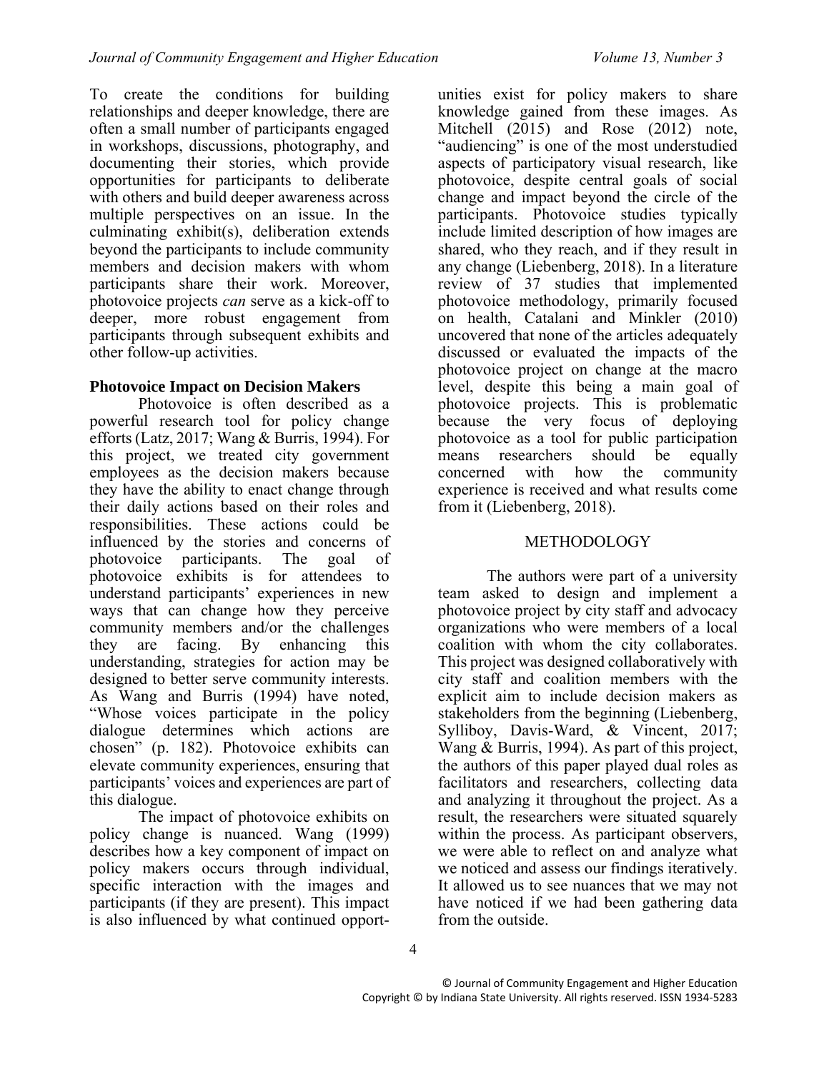To create the conditions for building relationships and deeper knowledge, there are often a small number of participants engaged in workshops, discussions, photography, and documenting their stories, which provide opportunities for participants to deliberate with others and build deeper awareness across multiple perspectives on an issue. In the culminating exhibit(s), deliberation extends beyond the participants to include community members and decision makers with whom participants share their work. Moreover, photovoice projects *can* serve as a kick-off to deeper, more robust engagement from participants through subsequent exhibits and other follow-up activities.

**Photovoice Impact on Decision Makers**

Photovoice is often described as a powerful research tool for policy change efforts (Latz, 2017; Wang & Burris, 1994). For this project, we treated city government employees as the decision makers because they have the ability to enact change through their daily actions based on their roles and responsibilities. These actions could be influenced by the stories and concerns of photovoice participants. The goal of photovoice exhibits is for attendees to understand participants' experiences in new ways that can change how they perceive community members and/or the challenges they are facing. By enhancing this understanding, strategies for action may be designed to better serve community interests. As Wang and Burris (1994) have noted, "Whose voices participate in the policy dialogue determines which actions are chosen" (p. 182). Photovoice exhibits can elevate community experiences, ensuring that participants' voices and experiences are part of this dialogue.

The impact of photovoice exhibits on policy change is nuanced. Wang (1999) describes how a key component of impact on policy makers occurs through individual, specific interaction with the images and participants (if they are present). This impact is also influenced by what continued opportunities exist for policy makers to share knowledge gained from these images. As Mitchell (2015) and Rose (2012) note, "audiencing" is one of the most understudied aspects of participatory visual research, like photovoice, despite central goals of social change and impact beyond the circle of the participants. Photovoice studies typically include limited description of how images are shared, who they reach, and if they result in any change (Liebenberg, 2018). In a literature review of 37 studies that implemented photovoice methodology, primarily focused on health, Catalani and Minkler (2010) uncovered that none of the articles adequately discussed or evaluated the impacts of the photovoice project on change at the macro level, despite this being a main goal of photovoice projects. This is problematic because the very focus of deploying photovoice as a tool for public participation means researchers should be equally concerned with how the community experience is received and what results come from it (Liebenberg, 2018).

## METHODOLOGY

The authors were part of a university team asked to design and implement a photovoice project by city staff and advocacy organizations who were members of a local coalition with whom the city collaborates. This project was designed collaboratively with city staff and coalition members with the explicit aim to include decision makers as stakeholders from the beginning (Liebenberg, Sylliboy, Davis-Ward, & Vincent, 2017; Wang & Burris, 1994). As part of this project, the authors of this paper played dual roles as facilitators and researchers, collecting data and analyzing it throughout the project. As a result, the researchers were situated squarely within the process. As participant observers, we were able to reflect on and analyze what we noticed and assess our findings iteratively. It allowed us to see nuances that we may not have noticed if we had been gathering data from the outside.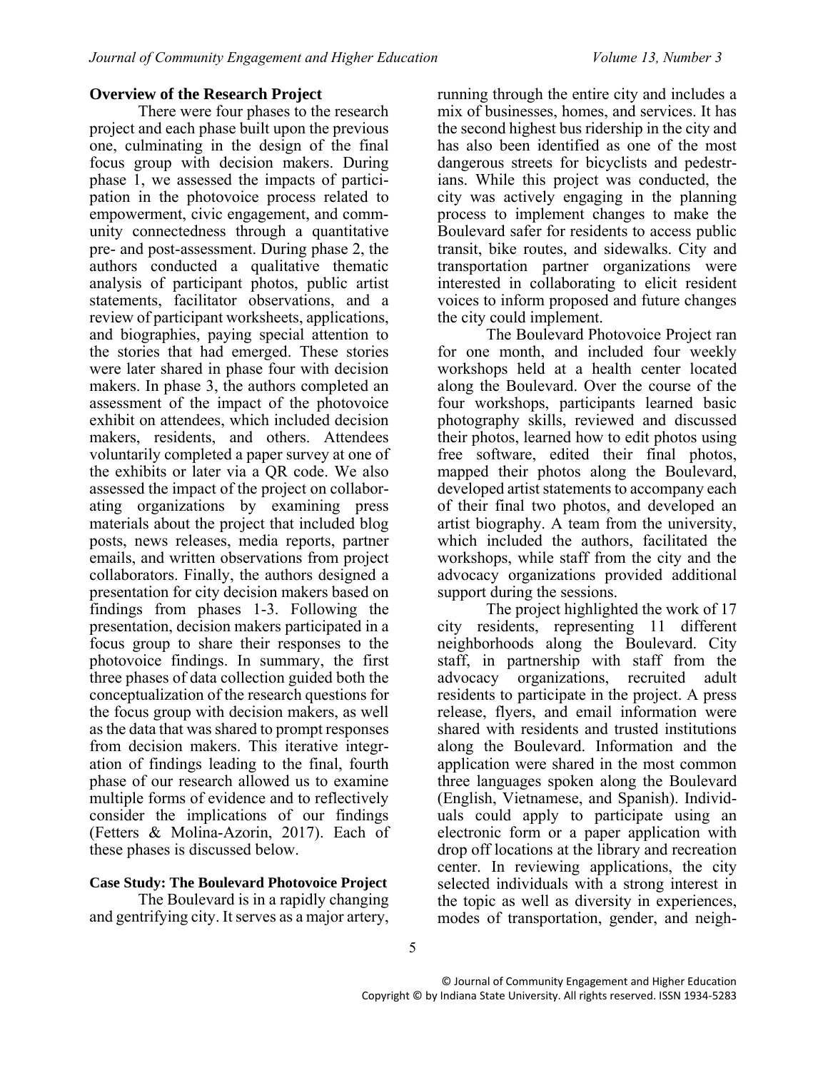## Overview of the Research Project

There were four phases to the research project and each phase built upon the previous one, culminating in the design of the final focus group with decision makers. During phase 1, we assessed the impacts of participation in the photovoice process related to empowerment, civic engagement, and community connectedness through a quantitative pre- and post-assessment. During phase 2, the authors conducted a qualitative thematic analysis of participant photos, public artist statements, facilitator observations, and a review of participant worksheets, applications, and biographies, paying special attention to the stories that had emerged. These stories were later shared in phase four with decision makers. In phase 3, the authors completed an assessment of the impact of the photovoice exhibit on attendees, which included decision makers, residents, and others. Attendees voluntarily completed a paper survey at one of the exhibits or later via a QR code. We also assessed the impact of the project on collaborating organizations by examining press materials about the project that included blog posts, news releases, media reports, partner emails, and written observations from project collaborators. Finally, the authors designed a presentation for city decision makers based on findings from phases 1-3. Following the presentation, decision makers participated in a focus group to share their responses to the photovoice findings. In summary, the first three phases of data collection guided both the conceptualization of the research questions for the focus group with decision makers, as well as the data that was shared to prompt responses from decision makers. This iterative integration of findings leading to the final, fourth phase of our research allowed us to examine multiple forms of evidence and to reflectively consider the implications of our findings (Fetters & Molina-Azorin, 2017). Each of these phases is discussed below.

## Case Study: The Boulevard Photovoice Project

The Boulevard is in a rapidly changing and gentrifying city. It serves as a major artery, running through the entire city and includes a mix of businesses, homes, and services. It has the second highest bus ridership in the city and has also been identified as one of the most dangerous streets for bicyclists and pedestrians. While this project was conducted, the city was actively engaging in the planning process to implement changes to make the Boulevard safer for residents to access public transit, bike routes, and sidewalks. City and transportation partner organizations were interested in collaborating to elicit resident voices to inform proposed and future changes the city could implement.

The Boulevard Photovoice Project ran for one month, and included four weekly workshops held at a health center located along the Boulevard. Over the course of the four workshops, participants learned basic photography skills, reviewed and discussed their photos, learned how to edit photos using free software, edited their final photos, mapped their photos along the Boulevard, developed artist statements to accompany each of their final two photos, and developed an artist biography. A team from the university, which included the authors, facilitated the workshops, while staff from the city and the advocacy organizations provided additional support during the sessions.

The project highlighted the work of 17 city residents, representing 11 different neighborhoods along the Boulevard. City staff, in partnership with staff from the advocacy organizations, recruited adult residents to participate in the project. A press release, flyers, and email information were shared with residents and trusted institutions along the Boulevard. Information and the application were shared in the most common three languages spoken along the Boulevard (English, Vietnamese, and Spanish). Individuals could apply to participate using an electronic form or a paper application with drop off locations at the library and recreation center. In reviewing applications, the city selected individuals with a strong interest in the topic as well as diversity in experiences, modes of transportation, gender, and neigh-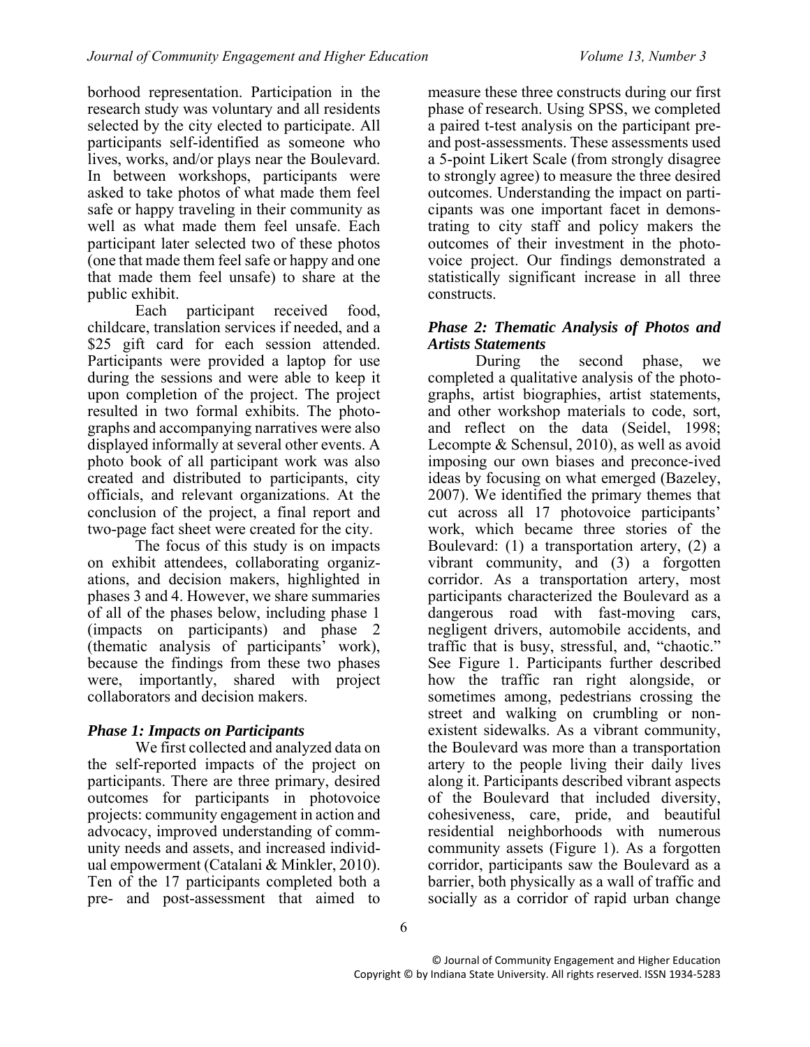borhood representation. Participation in the research study was voluntary and all residents selected by the city elected to participate. All participants self-identified as someone who lives, works, and/or plays near the Boulevard. In between workshops, participants were asked to take photos of what made them feel safe or happy traveling in their community as well as what made them feel unsafe. Each participant later selected two of these photos (one that made them feel safe or happy and one that made them feel unsafe) to share at the public exhibit.

Each participant received food, childcare, translation services if needed, and a $25 gift card for each session attended. Participants were provided a laptop for use during the sessions and were able to keep it upon completion of the project. The project resulted in two formal exhibits. The photographs and accompanying narratives were also displayed informally at several other events. A photo book of all participant work was also created and distributed to participants, city officials, and relevant organizations. At the conclusion of the project, a final report and two-page fact sheet were created for the city.

The focus of this study is on impacts on exhibit attendees, collaborating organizations, and decision makers, highlighted in phases 3 and 4. However, we share summaries of all of the phases below, including phase 1 (impacts on participants) and phase 2 (thematic analysis of participants' work), because the findings from these two phases were, importantly, shared with project collaborators and decision makers.

### *Phase 1: Impacts on Participants*

We first collected and analyzed data on the self-reported impacts of the project on participants. There are three primary, desired outcomes for participants in photovoice projects: community engagement in action and advocacy, improved understanding of community needs and assets, and increased individual empowerment (Catalani & Minkler, 2010). Ten of the 17 participants completed both a pre- and post-assessment that aimed to measure these three constructs during our first phase of research. Using SPSS, we completed a paired t-test analysis on the participant pre- and post-assessments. These assessments used a 5-point Likert Scale (from strongly disagree to strongly agree) to measure the three desired outcomes. Understanding the impact on participants was one important facet in demonstrating to city staff and policy makers the outcomes of their investment in the photovoice project. Our findings demonstrated a statistically significant increase in all three constructs.

### *Phase 2: Thematic Analysis of Photos and Artists Statements*

During the second phase, we completed a qualitative analysis of the photographs, artist biographies, artist statements, and other workshop materials to code, sort, and reflect on the data (Seidel, 1998; Lecompte & Schensul, 2010), as well as avoid imposing our own biases and preconceived ideas by focusing on what emerged (Bazeley, 2007). We identified the primary themes that cut across all 17 photovoice participants' work, which became three stories of the Boulevard: (1) a transportation artery, (2) a vibrant community, and (3) a forgotten corridor. As a transportation artery, most participants characterized the Boulevard as a dangerous road with fast-moving cars, negligent drivers, automobile accidents, and traffic that is busy, stressful, and, "chaotic." See Figure 1. Participants further described how the traffic ran right alongside, or sometimes among, pedestrians crossing the street and walking on crumbling or non-existent sidewalks. As a vibrant community, the Boulevard was more than a transportation artery to the people living their daily lives along it. Participants described vibrant aspects of the Boulevard that included diversity, cohesiveness, care, pride, and beautiful residential neighborhoods with numerous community assets (Figure 1). As a forgotten corridor, participants saw the Boulevard as a barrier, both physically as a wall of traffic and socially as a corridor of rapid urban change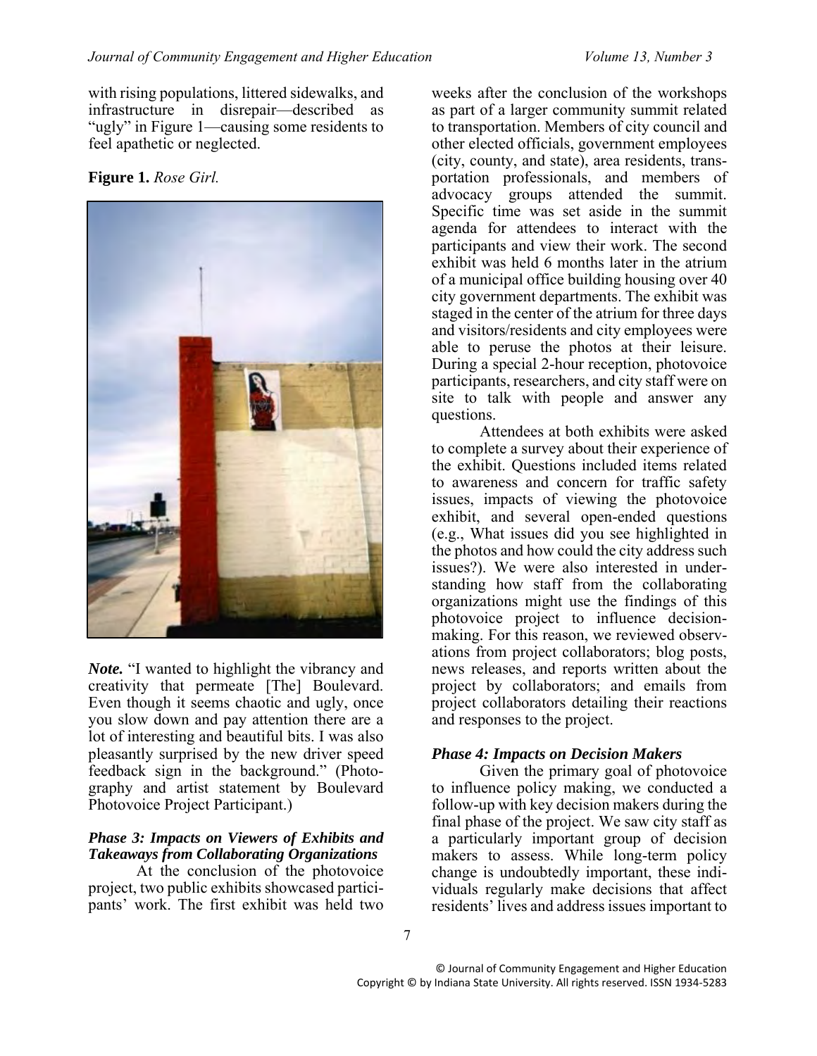with rising populations, littered sidewalks, and infrastructure in disrepair—described as "ugly" in Figure 1—causing some residents to feel apathetic or neglected.

**Figure 1.** *Rose Girl.*

***Note.*** "I wanted to highlight the vibrancy and creativity that permeate [The] Boulevard. Even though it seems chaotic and ugly, once you slow down and pay attention there are a lot of interesting and beautiful bits. I was also pleasantly surprised by the new driver speed feedback sign in the background." (Photography and artist statement by Boulevard Photovoice Project Participant.)

### *Phase 3: Impacts on Viewers of Exhibits and Takeaways from Collaborating Organizations*

At the conclusion of the photovoice project, two public exhibits showcased participants' work. The first exhibit was held two weeks after the conclusion of the workshops as part of a larger community summit related to transportation. Members of city council and other elected officials, government employees (city, county, and state), area residents, transportation professionals, and members of advocacy groups attended the summit. Specific time was set aside in the summit agenda for attendees to interact with the participants and view their work. The second exhibit was held 6 months later in the atrium of a municipal office building housing over 40 city government departments. The exhibit was staged in the center of the atrium for three days and visitors/residents and city employees were able to peruse the photos at their leisure. During a special 2-hour reception, photovoice participants, researchers, and city staff were on site to talk with people and answer any questions.

Attendees at both exhibits were asked to complete a survey about their experience of the exhibit. Questions included items related to awareness and concern for traffic safety issues, impacts of viewing the photovoice exhibit, and several open-ended questions (e.g., What issues did you see highlighted in the photos and how could the city address such issues?). We were also interested in understanding how staff from the collaborating organizations might use the findings of this photovoice project to influence decision-making. For this reason, we reviewed observations from project collaborators; blog posts, news releases, and reports written about the project by collaborators; and emails from project collaborators detailing their reactions and responses to the project.

### *Phase 4: Impacts on Decision Makers*

Given the primary goal of photovoice to influence policy making, we conducted a follow-up with key decision makers during the final phase of the project. We saw city staff as a particularly important group of decision makers to assess. While long-term policy change is undoubtedly important, these individuals regularly make decisions that affect residents' lives and address issues important to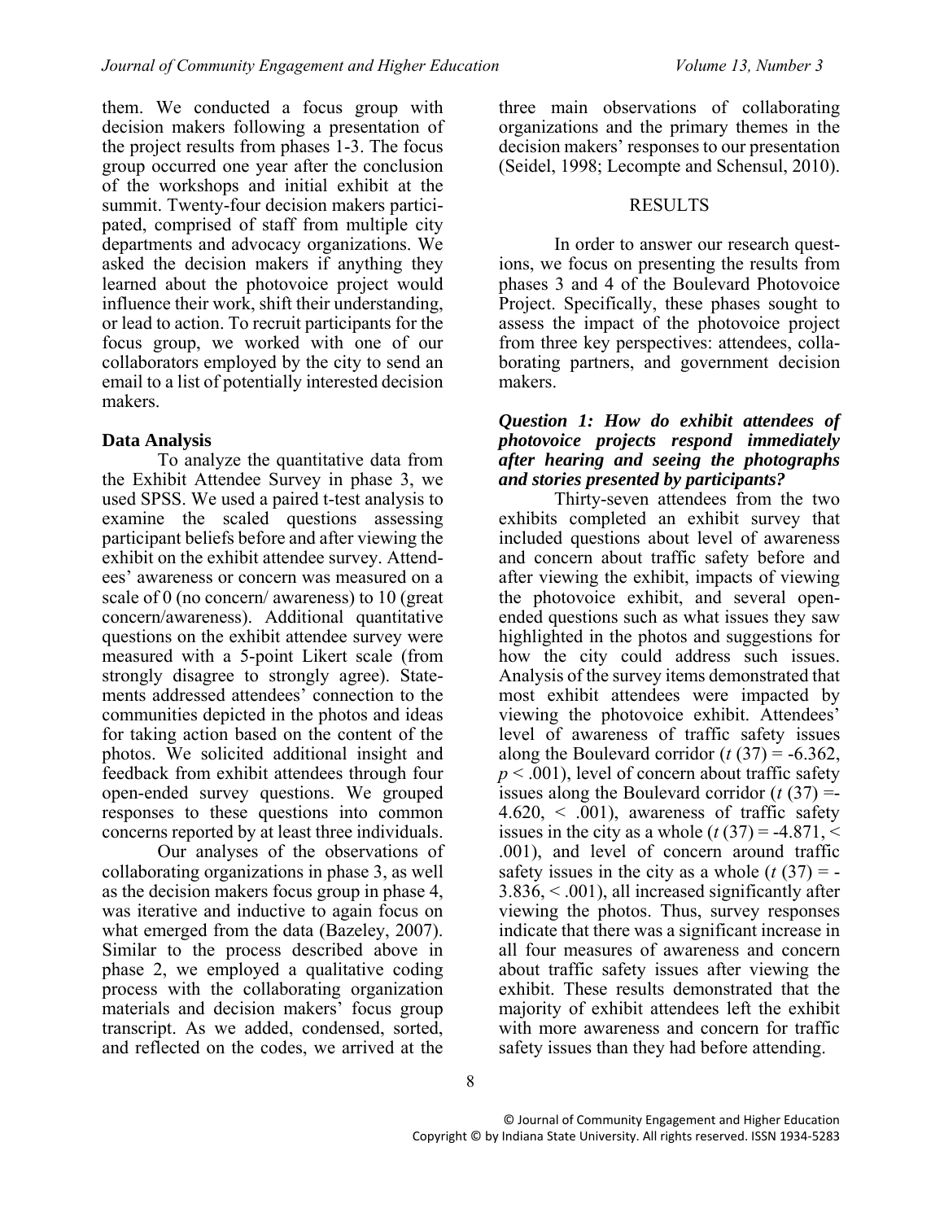them. We conducted a focus group with decision makers following a presentation of the project results from phases 1-3. The focus group occurred one year after the conclusion of the workshops and initial exhibit at the summit. Twenty-four decision makers participated, comprised of staff from multiple city departments and advocacy organizations. We asked the decision makers if anything they learned about the photovoice project would influence their work, shift their understanding, or lead to action. To recruit participants for the focus group, we worked with one of our collaborators employed by the city to send an email to a list of potentially interested decision makers.

### Data Analysis

To analyze the quantitative data from the Exhibit Attendee Survey in phase 3, we used SPSS. We used a paired t-test analysis to examine the scaled questions assessing participant beliefs before and after viewing the exhibit on the exhibit attendee survey. Attendees' awareness or concern was measured on a scale of 0 (no concern/ awareness) to 10 (great concern/awareness). Additional quantitative questions on the exhibit attendee survey were measured with a 5-point Likert scale (from strongly disagree to strongly agree). Statements addressed attendees' connection to the communities depicted in the photos and ideas for taking action based on the content of the photos. We solicited additional insight and feedback from exhibit attendees through four open-ended survey questions. We grouped responses to these questions into common concerns reported by at least three individuals.

Our analyses of the observations of collaborating organizations in phase 3, as well as the decision makers focus group in phase 4, was iterative and inductive to again focus on what emerged from the data (Bazeley, 2007). Similar to the process described above in phase 2, we employed a qualitative coding process with the collaborating organization materials and decision makers' focus group transcript. As we added, condensed, sorted, and reflected on the codes, we arrived at the three main observations of collaborating organizations and the primary themes in the decision makers' responses to our presentation (Seidel, 1998; Lecompte and Schensul, 2010).

## RESULTS

In order to answer our research questions, we focus on presenting the results from phases 3 and 4 of the Boulevard Photovoice Project. Specifically, these phases sought to assess the impact of the photovoice project from three key perspectives: attendees, collaborating partners, and government decision makers.

### *Question 1: How do exhibit attendees of photovoice projects respond immediately after hearing and seeing the photographs and stories presented by participants?*

Thirty-seven attendees from the two exhibits completed an exhibit survey that included questions about level of awareness and concern about traffic safety before and after viewing the exhibit, impacts of viewing the photovoice exhibit, and several open-ended questions such as what issues they saw highlighted in the photos and suggestions for how the city could address such issues. Analysis of the survey items demonstrated that most exhibit attendees were impacted by viewing the photovoice exhibit. Attendees' level of awareness of traffic safety issues along the Boulevard corridor ($t\ (37) = -6.362$, $p < .001$), level of concern about traffic safety issues along the Boulevard corridor ($t\ (37) = -4.620$, $< .001$), awareness of traffic safety issues in the city as a whole ($t\ (37) = -4.871$, $< .001$), and level of concern around traffic safety issues in the city as a whole ($t\ (37) = -3.836$, $< .001$), all increased significantly after viewing the photos. Thus, survey responses indicate that there was a significant increase in all four measures of awareness and concern about traffic safety issues after viewing the exhibit. These results demonstrated that the majority of exhibit attendees left the exhibit with more awareness and concern for traffic safety issues than they had before attending.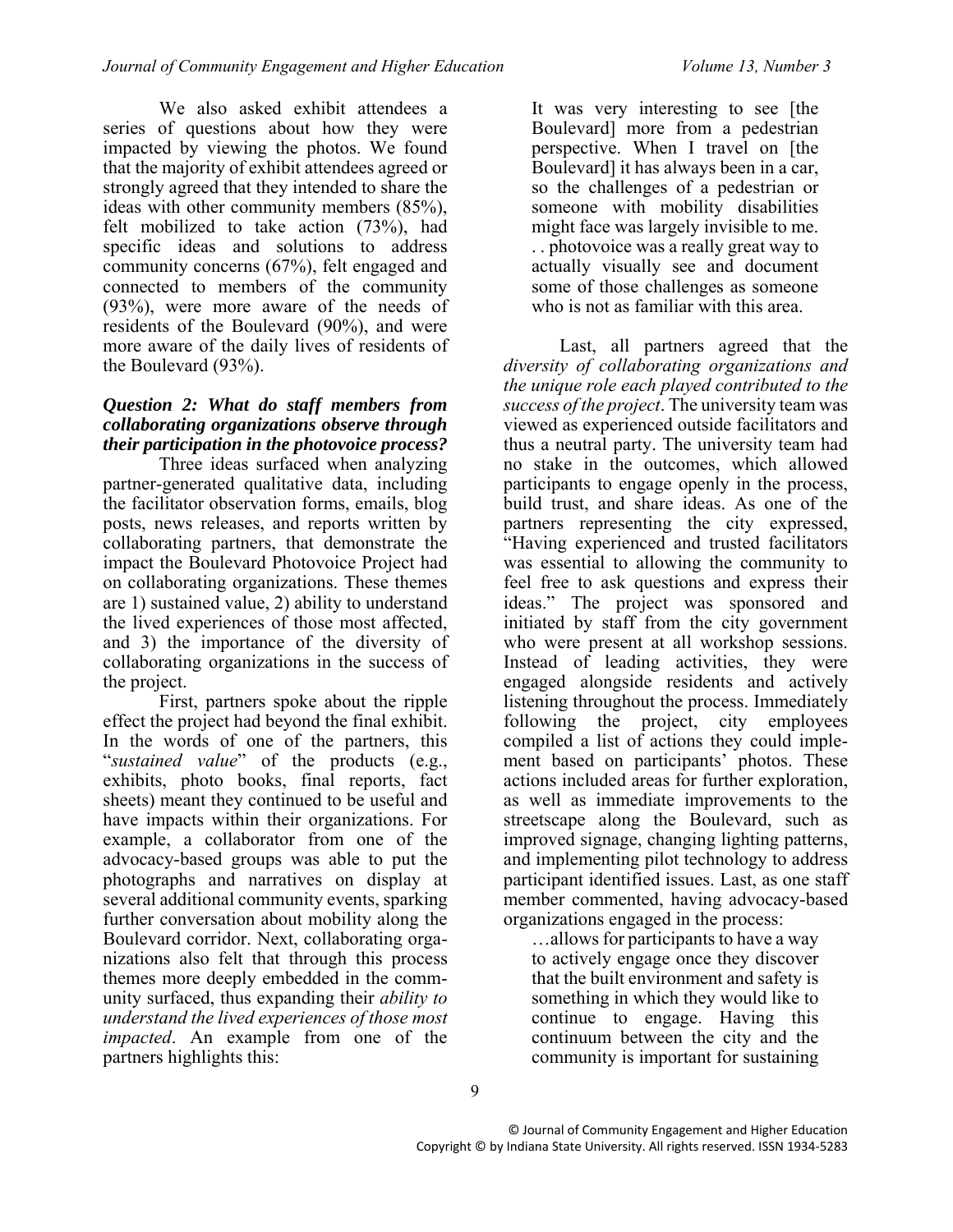We also asked exhibit attendees a series of questions about how they were impacted by viewing the photos. We found that the majority of exhibit attendees agreed or strongly agreed that they intended to share the ideas with other community members (85%), felt mobilized to take action (73%), had specific ideas and solutions to address community concerns (67%), felt engaged and connected to members of the community (93%), were more aware of the needs of residents of the Boulevard (90%), and were more aware of the daily lives of residents of the Boulevard (93%).

### *Question 2: What do staff members from collaborating organizations observe through their participation in the photovoice process?*

Three ideas surfaced when analyzing partner-generated qualitative data, including the facilitator observation forms, emails, blog posts, news releases, and reports written by collaborating partners, that demonstrate the impact the Boulevard Photovoice Project had on collaborating organizations. These themes are 1) sustained value, 2) ability to understand the lived experiences of those most affected, and 3) the importance of the diversity of collaborating organizations in the success of the project.

First, partners spoke about the ripple effect the project had beyond the final exhibit. In the words of one of the partners, this "*sustained value*" of the products (e.g., exhibits, photo books, final reports, fact sheets) meant they continued to be useful and have impacts within their organizations. For example, a collaborator from one of the advocacy-based groups was able to put the photographs and narratives on display at several additional community events, sparking further conversation about mobility along the Boulevard corridor. Next, collaborating organizations also felt that through this process themes more deeply embedded in the community surfaced, thus expanding their *ability to understand the lived experiences of those most impacted*. An example from one of the partners highlights this:

> It was very interesting to see [the Boulevard] more from a pedestrian perspective. When I travel on [the Boulevard] it has always been in a car, so the challenges of a pedestrian or someone with mobility disabilities might face was largely invisible to me. . . photovoice was a really great way to actually visually see and document some of those challenges as someone who is not as familiar with this area.

Last, all partners agreed that the *diversity of collaborating organizations and the unique role each played contributed to the success of the project*. The university team was viewed as experienced outside facilitators and thus a neutral party. The university team had no stake in the outcomes, which allowed participants to engage openly in the process, build trust, and share ideas. As one of the partners representing the city expressed, "Having experienced and trusted facilitators was essential to allowing the community to feel free to ask questions and express their ideas." The project was sponsored and initiated by staff from the city government who were present at all workshop sessions. Instead of leading activities, they were engaged alongside residents and actively listening throughout the process. Immediately following the project, city employees compiled a list of actions they could implement based on participants' photos. These actions included areas for further exploration, as well as immediate improvements to the streetscape along the Boulevard, such as improved signage, changing lighting patterns, and implementing pilot technology to address participant identified issues. Last, as one staff member commented, having advocacy-based organizations engaged in the process:

> …allows for participants to have a way to actively engage once they discover that the built environment and safety is something in which they would like to continue to engage. Having this continuum between the city and the community is important for sustaining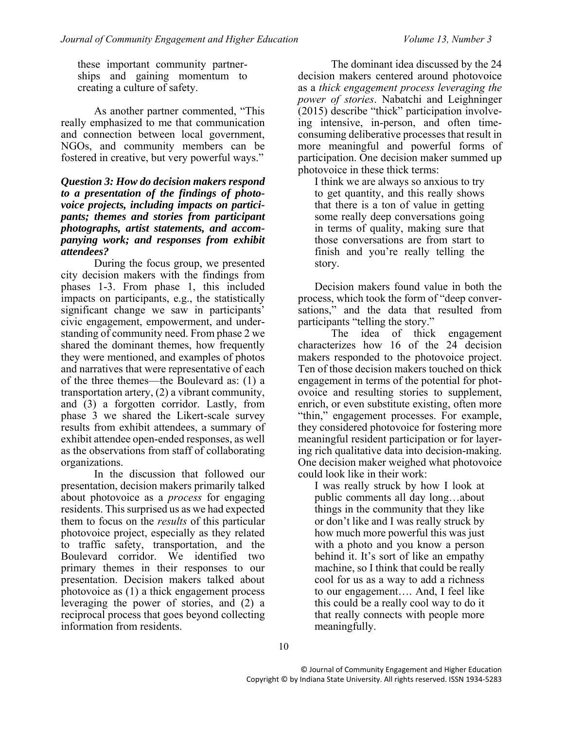> these important community partnerships and gaining momentum to creating a culture of safety.

As another partner commented, "This really emphasized to me that communication and connection between local government, NGOs, and community members can be fostered in creative, but very powerful ways."

***Question 3: How do decision makers respond to a presentation of the findings of photovoice projects, including impacts on participants; themes and stories from participant photographs, artist statements, and accompanying work; and responses from exhibit attendees?***

During the focus group, we presented city decision makers with the findings from phases 1-3. From phase 1, this included impacts on participants, e.g., the statistically significant change we saw in participants' civic engagement, empowerment, and understanding of community need. From phase 2 we shared the dominant themes, how frequently they were mentioned, and examples of photos and narratives that were representative of each of the three themes—the Boulevard as: (1) a transportation artery, (2) a vibrant community, and (3) a forgotten corridor. Lastly, from phase 3 we shared the Likert-scale survey results from exhibit attendees, a summary of exhibit attendee open-ended responses, as well as the observations from staff of collaborating organizations.

In the discussion that followed our presentation, decision makers primarily talked about photovoice as a *process* for engaging residents. This surprised us as we had expected them to focus on the *results* of this particular photovoice project, especially as they related to traffic safety, transportation, and the Boulevard corridor. We identified two primary themes in their responses to our presentation. Decision makers talked about photovoice as (1) a thick engagement process leveraging the power of stories, and (2) a reciprocal process that goes beyond collecting information from residents.

The dominant idea discussed by the 24 decision makers centered around photovoice as a *thick engagement process leveraging the power of stories*. Nabatchi and Leighninger (2015) describe "thick" participation involveing intensive, in-person, and often time-consuming deliberative processes that result in more meaningful and powerful forms of participation. One decision maker summed up photovoice in these thick terms:

> I think we are always so anxious to try to get quantity, and this really shows that there is a ton of value in getting some really deep conversations going in terms of quality, making sure that those conversations are from start to finish and you're really telling the story.

Decision makers found value in both the process, which took the form of "deep conversations," and the data that resulted from participants "telling the story."

The idea of thick engagement characterizes how 16 of the 24 decision makers responded to the photovoice project. Ten of those decision makers touched on thick engagement in terms of the potential for photovoice and resulting stories to supplement, enrich, or even substitute existing, often more "thin," engagement processes. For example, they considered photovoice for fostering more meaningful resident participation or for layering rich qualitative data into decision-making. One decision maker weighed what photovoice could look like in their work:

> I was really struck by how I look at public comments all day long…about things in the community that they like or don't like and I was really struck by how much more powerful this was just with a photo and you know a person behind it. It's sort of like an empathy machine, so I think that could be really cool for us as a way to add a richness to our engagement…. And, I feel like this could be a really cool way to do it that really connects with people more meaningfully.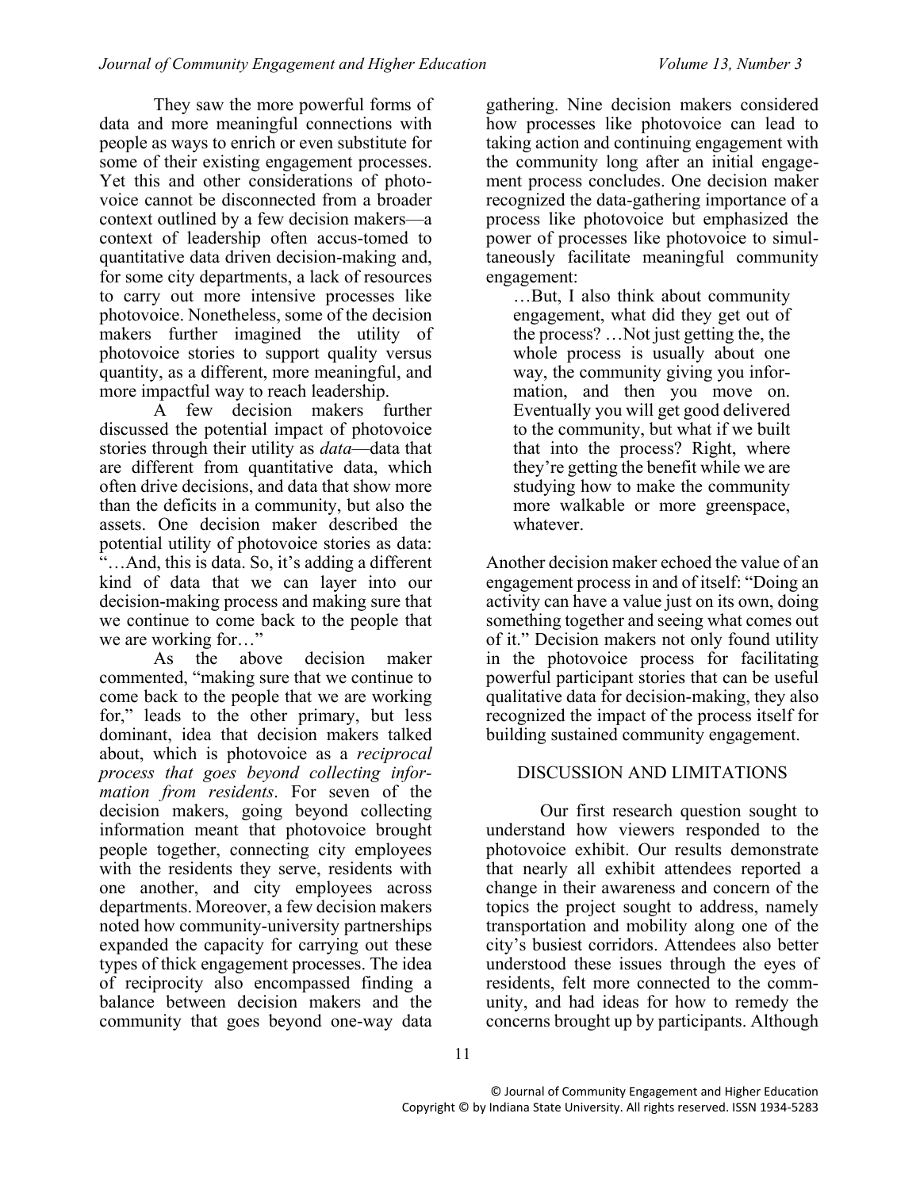They saw the more powerful forms of data and more meaningful connections with people as ways to enrich or even substitute for some of their existing engagement processes. Yet this and other considerations of photovoice cannot be disconnected from a broader context outlined by a few decision makers—a context of leadership often accustomed to quantitative data driven decision-making and, for some city departments, a lack of resources to carry out more intensive processes like photovoice. Nonetheless, some of the decision makers further imagined the utility of photovoice stories to support quality versus quantity, as a different, more meaningful, and more impactful way to reach leadership.

A few decision makers further discussed the potential impact of photovoice stories through their utility as *data*—data that are different from quantitative data, which often drive decisions, and data that show more than the deficits in a community, but also the assets. One decision maker described the potential utility of photovoice stories as data: "…And, this is data. So, it's adding a different kind of data that we can layer into our decision-making process and making sure that we continue to come back to the people that we are working for…"

As the above decision maker commented, "making sure that we continue to come back to the people that we are working for," leads to the other primary, but less dominant, idea that decision makers talked about, which is photovoice as a *reciprocal process that goes beyond collecting information from residents*. For seven of the decision makers, going beyond collecting information meant that photovoice brought people together, connecting city employees with the residents they serve, residents with one another, and city employees across departments. Moreover, a few decision makers noted how community-university partnerships expanded the capacity for carrying out these types of thick engagement processes. The idea of reciprocity also encompassed finding a balance between decision makers and the community that goes beyond one-way data gathering. Nine decision makers considered how processes like photovoice can lead to taking action and continuing engagement with the community long after an initial engagement process concludes. One decision maker recognized the data-gathering importance of a process like photovoice but emphasized the power of processes like photovoice to simultaneously facilitate meaningful community engagement:

> …But, I also think about community engagement, what did they get out of the process? …Not just getting the, the whole process is usually about one way, the community giving you information, and then you move on. Eventually you will get good delivered to the community, but what if we built that into the process? Right, where they're getting the benefit while we are studying how to make the community more walkable or more greenspace, whatever.

Another decision maker echoed the value of an engagement process in and of itself: "Doing an activity can have a value just on its own, doing something together and seeing what comes out of it." Decision makers not only found utility in the photovoice process for facilitating powerful participant stories that can be useful qualitative data for decision-making, they also recognized the impact of the process itself for building sustained community engagement.

## DISCUSSION AND LIMITATIONS

Our first research question sought to understand how viewers responded to the photovoice exhibit. Our results demonstrate that nearly all exhibit attendees reported a change in their awareness and concern of the topics the project sought to address, namely transportation and mobility along one of the city's busiest corridors. Attendees also better understood these issues through the eyes of residents, felt more connected to the community, and had ideas for how to remedy the concerns brought up by participants. Although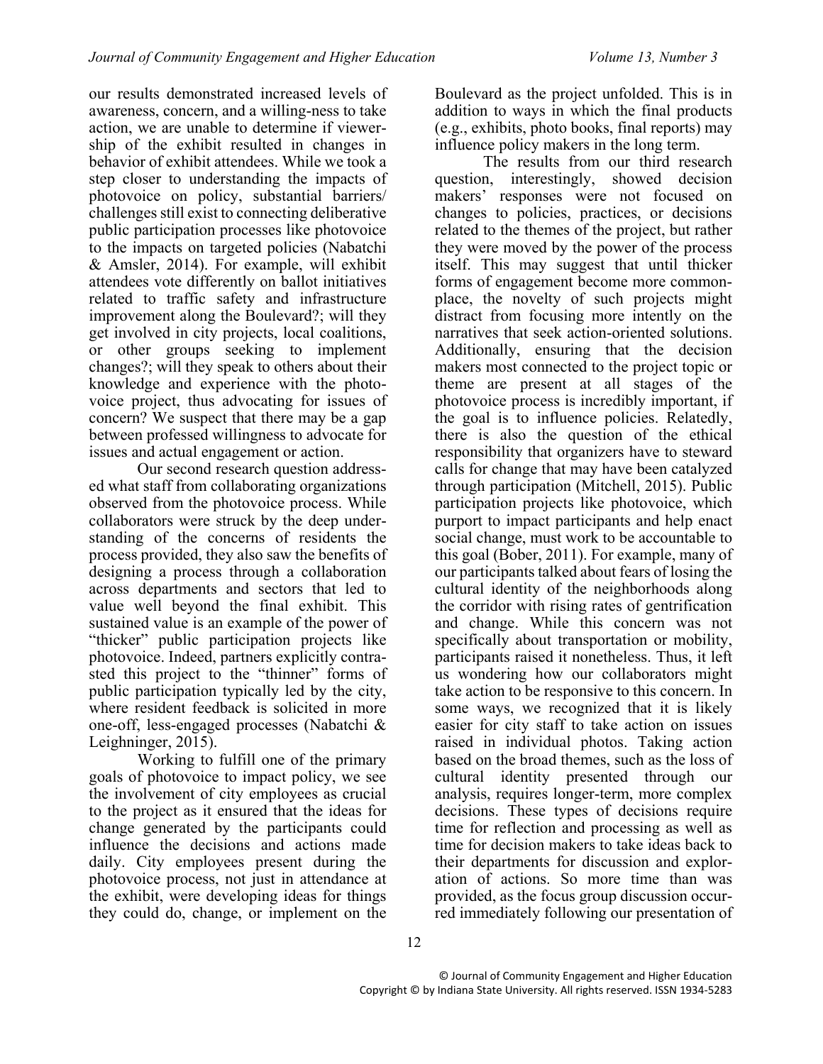our results demonstrated increased levels of awareness, concern, and a willing-ness to take action, we are unable to determine if viewership of the exhibit resulted in changes in behavior of exhibit attendees. While we took a step closer to understanding the impacts of photovoice on policy, substantial barriers/ challenges still exist to connecting deliberative public participation processes like photovoice to the impacts on targeted policies (Nabatchi & Amsler, 2014). For example, will exhibit attendees vote differently on ballot initiatives related to traffic safety and infrastructure improvement along the Boulevard?; will they get involved in city projects, local coalitions, or other groups seeking to implement changes?; will they speak to others about their knowledge and experience with the photovoice project, thus advocating for issues of concern? We suspect that there may be a gap between professed willingness to advocate for issues and actual engagement or action.

Our second research question addressed what staff from collaborating organizations observed from the photovoice process. While collaborators were struck by the deep understanding of the concerns of residents the process provided, they also saw the benefits of designing a process through a collaboration across departments and sectors that led to value well beyond the final exhibit. This sustained value is an example of the power of "thicker" public participation projects like photovoice. Indeed, partners explicitly contrasted this project to the "thinner" forms of public participation typically led by the city, where resident feedback is solicited in more one-off, less-engaged processes (Nabatchi & Leighninger, 2015).

Working to fulfill one of the primary goals of photovoice to impact policy, we see the involvement of city employees as crucial to the project as it ensured that the ideas for change generated by the participants could influence the decisions and actions made daily. City employees present during the photovoice process, not just in attendance at the exhibit, were developing ideas for things they could do, change, or implement on the Boulevard as the project unfolded. This is in addition to ways in which the final products (e.g., exhibits, photo books, final reports) may influence policy makers in the long term.

The results from our third research question, interestingly, showed decision makers' responses were not focused on changes to policies, practices, or decisions related to the themes of the project, but rather they were moved by the power of the process itself. This may suggest that until thicker forms of engagement become more commonplace, the novelty of such projects might distract from focusing more intently on the narratives that seek action-oriented solutions. Additionally, ensuring that the decision makers most connected to the project topic or theme are present at all stages of the photovoice process is incredibly important, if the goal is to influence policies. Relatedly, there is also the question of the ethical responsibility that organizers have to steward calls for change that may have been catalyzed through participation (Mitchell, 2015). Public participation projects like photovoice, which purport to impact participants and help enact social change, must work to be accountable to this goal (Bober, 2011). For example, many of our participants talked about fears of losing the cultural identity of the neighborhoods along the corridor with rising rates of gentrification and change. While this concern was not specifically about transportation or mobility, participants raised it nonetheless. Thus, it left us wondering how our collaborators might take action to be responsive to this concern. In some ways, we recognized that it is likely easier for city staff to take action on issues raised in individual photos. Taking action based on the broad themes, such as the loss of cultural identity presented through our analysis, requires longer-term, more complex decisions. These types of decisions require time for reflection and processing as well as time for decision makers to take ideas back to their departments for discussion and exploration of actions. So more time than was provided, as the focus group discussion occurred immediately following our presentation of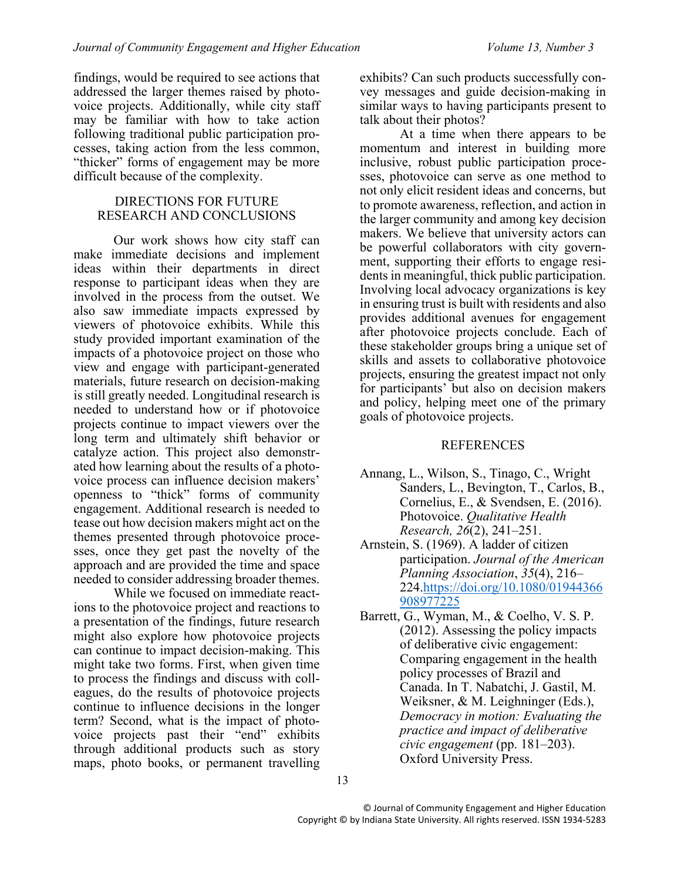findings, would be required to see actions that addressed the larger themes raised by photovoice projects. Additionally, while city staff may be familiar with how to take action following traditional public participation processes, taking action from the less common, "thicker" forms of engagement may be more difficult because of the complexity.

## DIRECTIONS FOR FUTURE RESEARCH AND CONCLUSIONS

Our work shows how city staff can make immediate decisions and implement ideas within their departments in direct response to participant ideas when they are involved in the process from the outset. We also saw immediate impacts expressed by viewers of photovoice exhibits. While this study provided important examination of the impacts of a photovoice project on those who view and engage with participant-generated materials, future research on decision-making is still greatly needed. Longitudinal research is needed to understand how or if photovoice projects continue to impact viewers over the long term and ultimately shift behavior or catalyze action. This project also demonstrated how learning about the results of a photovoice process can influence decision makers' openness to "thick" forms of community engagement. Additional research is needed to tease out how decision makers might act on the themes presented through photovoice processes, once they get past the novelty of the approach and are provided the time and space needed to consider addressing broader themes.

While we focused on immediate reactions to the photovoice project and reactions to a presentation of the findings, future research might also explore how photovoice projects can continue to impact decision-making. This might take two forms. First, when given time to process the findings and discuss with colleagues, do the results of photovoice projects continue to influence decisions in the longer term? Second, what is the impact of photovoice projects past their "end" exhibits through additional products such as story maps, photo books, or permanent travelling exhibits? Can such products successfully convey messages and guide decision-making in similar ways to having participants present to talk about their photos?

At a time when there appears to be momentum and interest in building more inclusive, robust public participation processes, photovoice can serve as one method to not only elicit resident ideas and concerns, but to promote awareness, reflection, and action in the larger community and among key decision makers. We believe that university actors can be powerful collaborators with city government, supporting their efforts to engage residents in meaningful, thick public participation. Involving local advocacy organizations is key in ensuring trust is built with residents and also provides additional avenues for engagement after photovoice projects conclude. Each of these stakeholder groups bring a unique set of skills and assets to collaborative photovoice projects, ensuring the greatest impact not only for participants' but also on decision makers and policy, helping meet one of the primary goals of photovoice projects.

## REFERENCES

Annang, L., Wilson, S., Tinago, C., Wright Sanders, L., Bevington, T., Carlos, B., Cornelius, E., & Svendsen, E. (2016). Photovoice. *Qualitative Health Research, 26*(2), 241–251.

Arnstein, S. (1969). A ladder of citizen participation. *Journal of the American Planning Association*, *35*(4), 216–224.https://doi.org/10.1080/01944366908977225

Barrett, G., Wyman, M., & Coelho, V. S. P. (2012). Assessing the policy impacts of deliberative civic engagement: Comparing engagement in the health policy processes of Brazil and Canada. In T. Nabatchi, J. Gastil, M. Weiksner, & M. Leighninger (Eds.), *Democracy in motion: Evaluating the practice and impact of deliberative civic engagement* (pp. 181–203). Oxford University Press.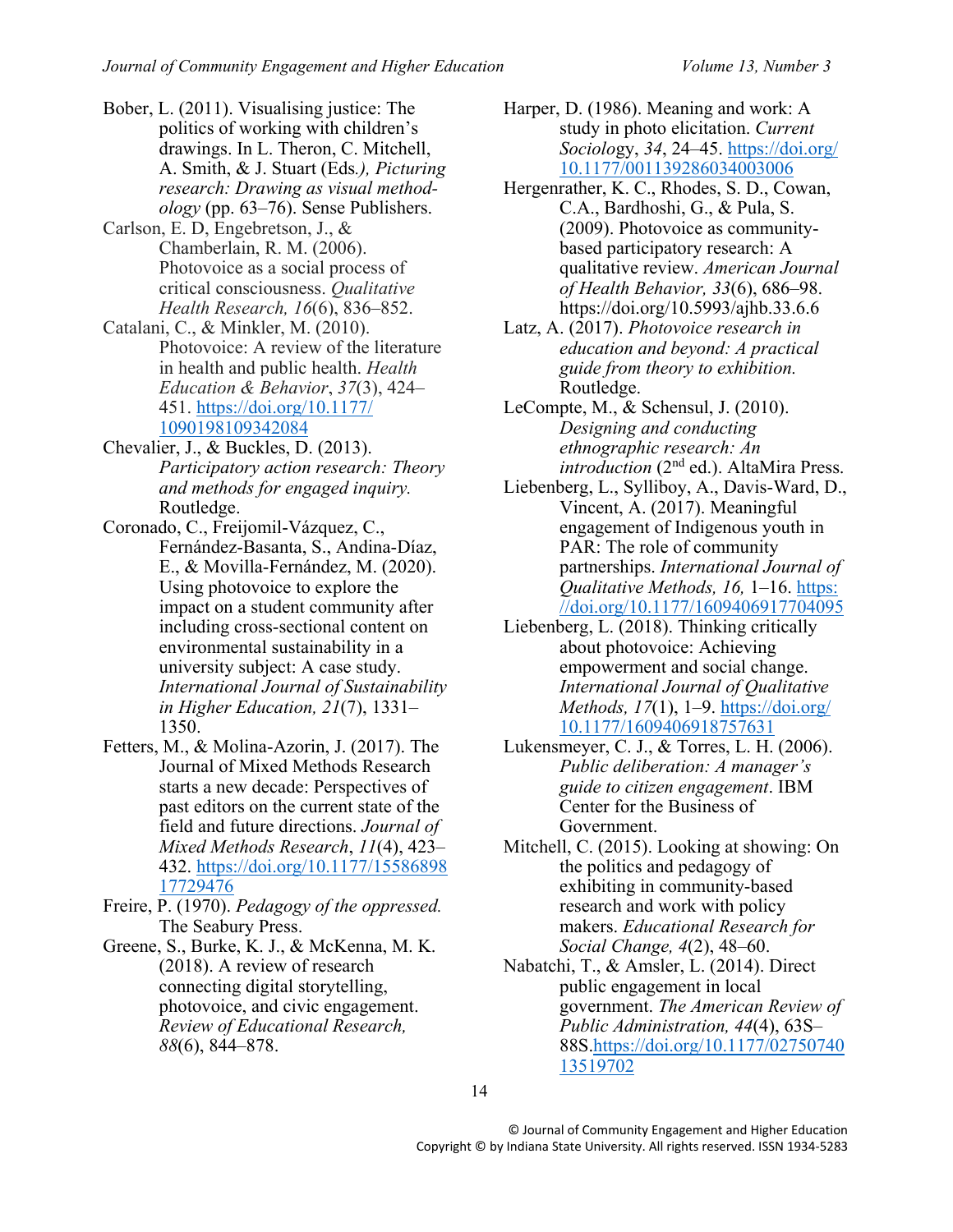Bober, L. (2011). Visualising justice: The politics of working with children's drawings. In L. Theron, C. Mitchell, A. Smith, & J. Stuart (Eds*.), Picturing research: Drawing as visual methodology* (pp. 63–76). Sense Publishers.

Carlson, E. D, Engebretson, J., & Chamberlain, R. M. (2006). Photovoice as a social process of critical consciousness. *Qualitative Health Research, 16*(6), 836–852.

Catalani, C., & Minkler, M. (2010). Photovoice: A review of the literature in health and public health. *Health Education & Behavior*, *37*(3), 424–451. https://doi.org/10.1177/1090198109342084

Chevalier, J., & Buckles, D. (2013). *Participatory action research: Theory and methods for engaged inquiry.* Routledge.

Coronado, C., Freijomil-Vázquez, C., Fernández-Basanta, S., Andina-Díaz, E., & Movilla-Fernández, M. (2020). Using photovoice to explore the impact on a student community after including cross-sectional content on environmental sustainability in a university subject: A case study. *International Journal of Sustainability in Higher Education, 21*(7), 1331–1350.

Fetters, M., & Molina-Azorin, J. (2017). The Journal of Mixed Methods Research starts a new decade: Perspectives of past editors on the current state of the field and future directions. *Journal of Mixed Methods Research*, *11*(4), 423–432. https://doi.org/10.1177/1558689817729476

Freire, P. (1970). *Pedagogy of the oppressed.* The Seabury Press.

Greene, S., Burke, K. J., & McKenna, M. K. (2018). A review of research connecting digital storytelling, photovoice, and civic engagement. *Review of Educational Research, 88*(6), 844–878.

Harper, D. (1986). Meaning and work: A study in photo elicitation. *Current Sociology*, *34*, 24–45. https://doi.org/10.1177/001139286034003006

Hergenrather, K. C., Rhodes, S. D., Cowan, C.A., Bardhoshi, G., & Pula, S. (2009). Photovoice as community-based participatory research: A qualitative review. *American Journal of Health Behavior, 33*(6), 686–98. https://doi.org/10.5993/ajhb.33.6.6

Latz, A. (2017). *Photovoice research in education and beyond: A practical guide from theory to exhibition.* Routledge.

LeCompte, M., & Schensul, J. (2010). *Designing and conducting ethnographic research: An introduction* (2nd ed.). AltaMira Press.

Liebenberg, L., Sylliboy, A., Davis-Ward, D., Vincent, A. (2017). Meaningful engagement of Indigenous youth in PAR: The role of community partnerships. *International Journal of Qualitative Methods, 16,* 1–16. https://doi.org/10.1177/1609406917704095

Liebenberg, L. (2018). Thinking critically about photovoice: Achieving empowerment and social change. *International Journal of Qualitative Methods, 17*(1), 1–9. https://doi.org/10.1177/1609406918757631

Lukensmeyer, C. J., & Torres, L. H. (2006). *Public deliberation: A manager's guide to citizen engagement*. IBM Center for the Business of Government.

Mitchell, C. (2015). Looking at showing: On the politics and pedagogy of exhibiting in community-based research and work with policy makers. *Educational Research for Social Change, 4*(2), 48–60.

Nabatchi, T., & Amsler, L. (2014). Direct public engagement in local government. *The American Review of Public Administration, 44*(4), 63S–88S.https://doi.org/10.1177/0275074013519702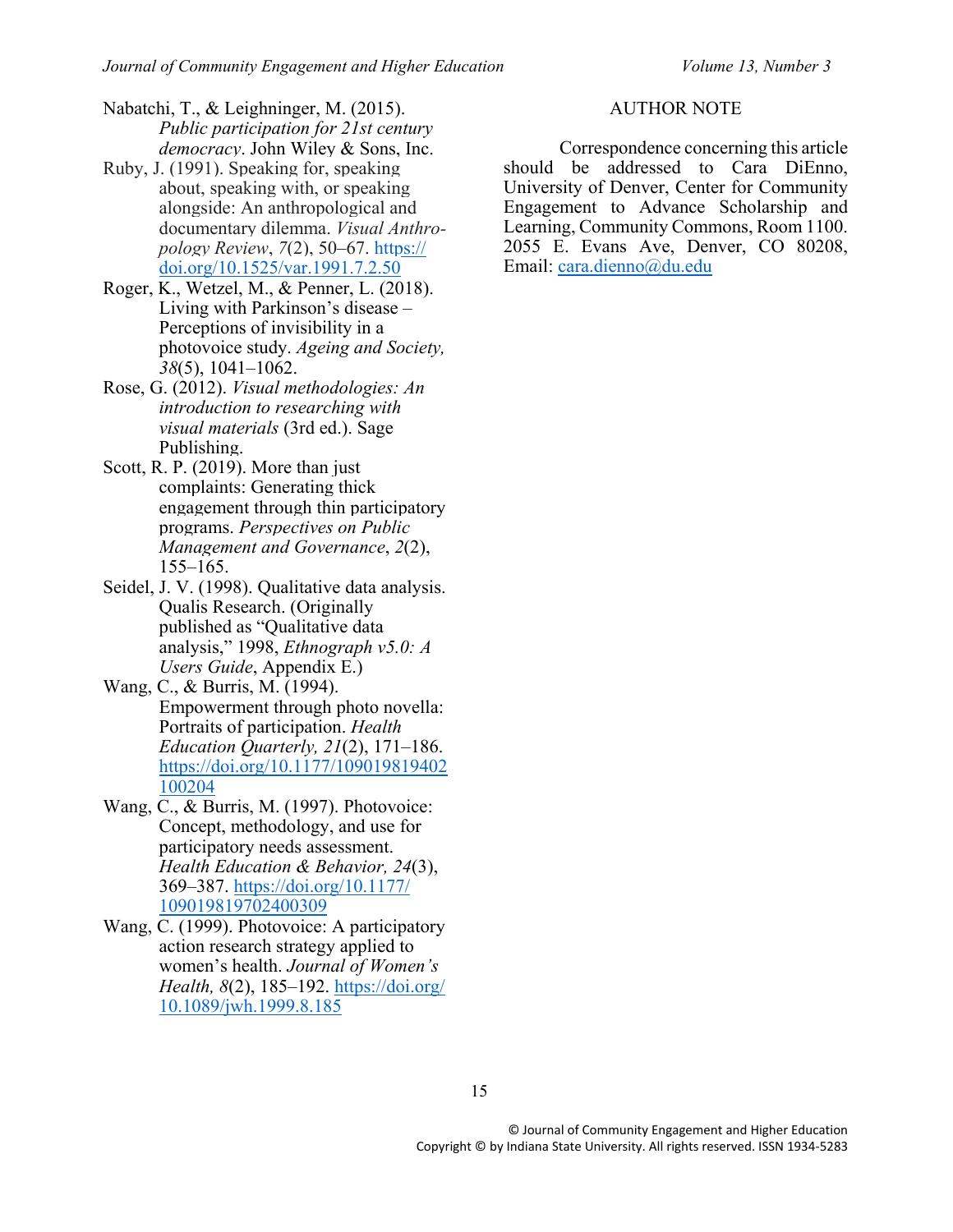Nabatchi, T., & Leighninger, M. (2015). *Public participation for 21st century democracy*. John Wiley & Sons, Inc.

Ruby, J. (1991). Speaking for, speaking about, speaking with, or speaking alongside: An anthropological and documentary dilemma. *Visual Anthropology Review*, *7*(2), 50–67. https://doi.org/10.1525/var.1991.7.2.50

Roger, K., Wetzel, M., & Penner, L. (2018). Living with Parkinson's disease – Perceptions of invisibility in a photovoice study. *Ageing and Society, 38*(5), 1041–1062.

Rose, G. (2012). *Visual methodologies: An introduction to researching with visual materials* (3rd ed.). Sage Publishing.

Scott, R. P. (2019). More than just complaints: Generating thick engagement through thin participatory programs. *Perspectives on Public Management and Governance*, *2*(2), 155–165.

Seidel, J. V. (1998). Qualitative data analysis. Qualis Research. (Originally published as "Qualitative data analysis," 1998, *Ethnograph v5.0: A Users Guide*, Appendix E.)

Wang, C., & Burris, M. (1994). Empowerment through photo novella: Portraits of participation. *Health Education Quarterly, 21*(2), 171–186. https://doi.org/10.1177/109019819402100204

Wang, C., & Burris, M. (1997). Photovoice: Concept, methodology, and use for participatory needs assessment. *Health Education & Behavior, 24*(3), 369–387. https://doi.org/10.1177/109019819702400309

Wang, C. (1999). Photovoice: A participatory action research strategy applied to women's health. *Journal of Women's Health, 8*(2), 185–192. https://doi.org/10.1089/jwh.1999.8.185

## AUTHOR NOTE

Correspondence concerning this article should be addressed to Cara DiEnno, University of Denver, Center for Community Engagement to Advance Scholarship and Learning, Community Commons, Room 1100. 2055 E. Evans Ave, Denver, CO 80208, Email: cara.dienno@du.edu